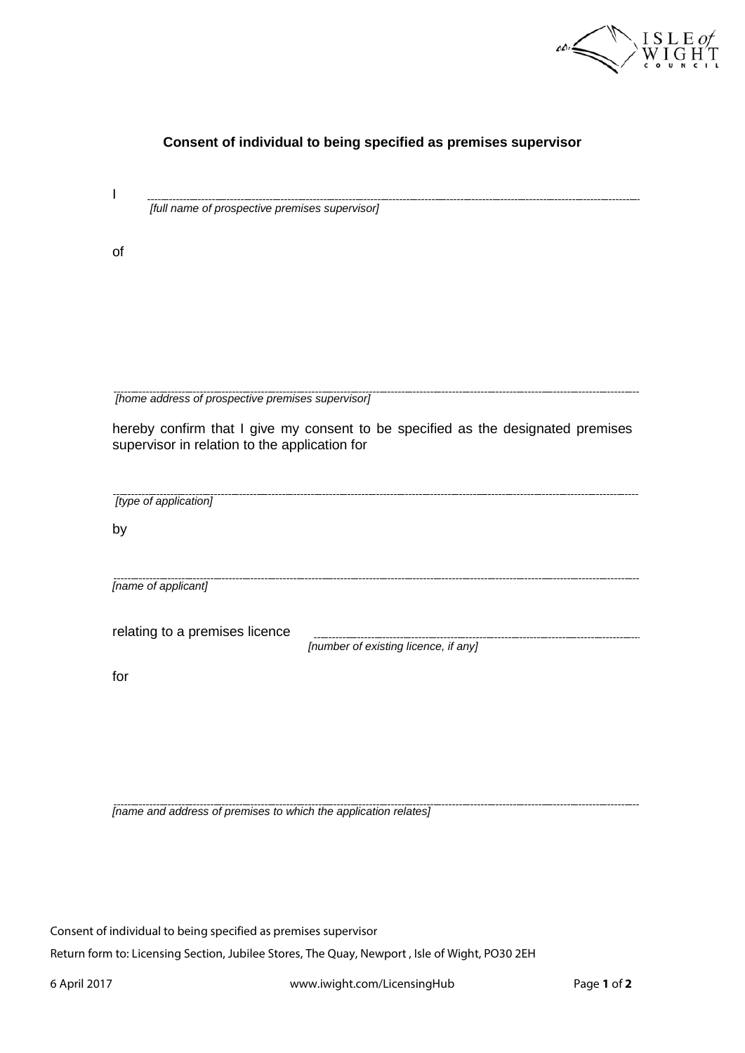## Consent of individual to being specified as premises supervisor

I ..........................................................................................................................................

*[full name of prospective premises supervisor]*

of

..........................................................................................................................................

*[home address of prospective premises supervisor]*

hereby confirm that I give my consent to be specified as the designated premises supervisor in relation to the application for

..........................................................................................................................................

*[type of application]*

by

..........................................................................................................................................

*[name of applicant]*

relating to a premises licence ..........................................................................

*[number of existing licence, if any]*

for

..........................................................................................................................................

*[name and address of premises to which the application relates]*

Consent of individual to being specified as premises supervisor

Return form to: Licensing Section, Jubilee Stores, The Quay, Newport , Isle of Wight, PO30 2EH

6 April 2017 www.iwight.com/LicensingHub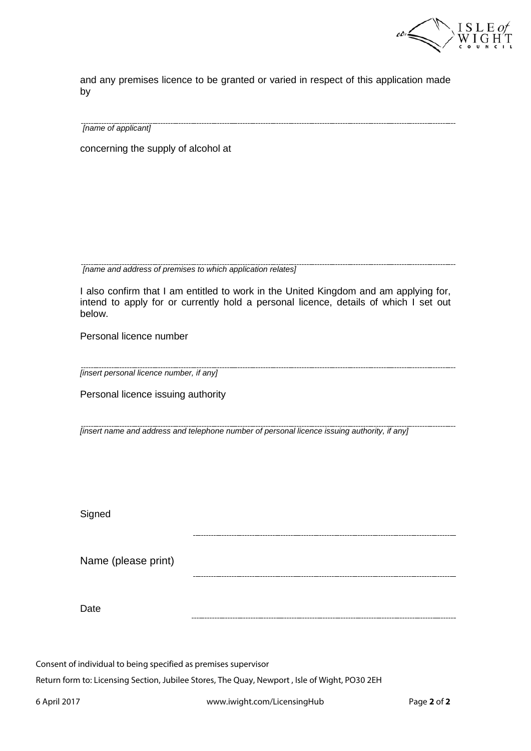and any premises licence to be granted or varied in respect of this application made by

...............................................................................................................................
*[name of applicant]*

concerning the supply of alcohol at

...............................................................................................................................
*[name and address of premises to which application relates]*

I also confirm that I am entitled to work in the United Kingdom and am applying for, intend to apply for or currently hold a personal licence, details of which I set out below.

Personal licence number

...............................................................................................................................
*[insert personal licence number, if any]*

Personal licence issuing authority

...............................................................................................................................
*[insert name and address and telephone number of personal licence issuing authority, if any]*

Signed ...............................................................................

Name (please print) ...............................................................................

Date ...............................................................................

Consent of individual to being specified as premises supervisor

Return form to: Licensing Section, Jubilee Stores, The Quay, Newport , Isle of Wight, PO30 2EH

6 April 2017 www.iwight.com/LicensingHub